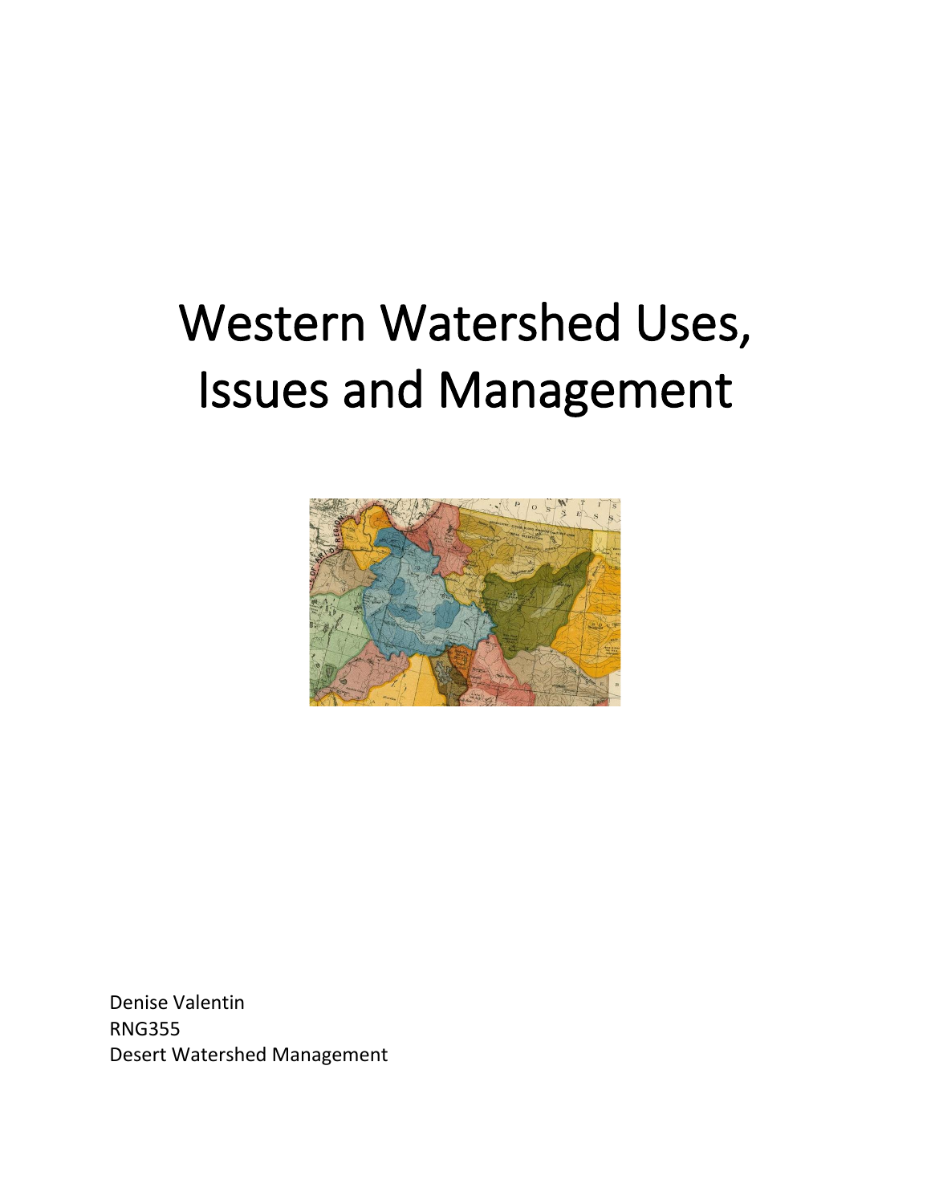# Western Watershed Uses, Issues and Management

Denise Valentin
RNG355
Desert Watershed Management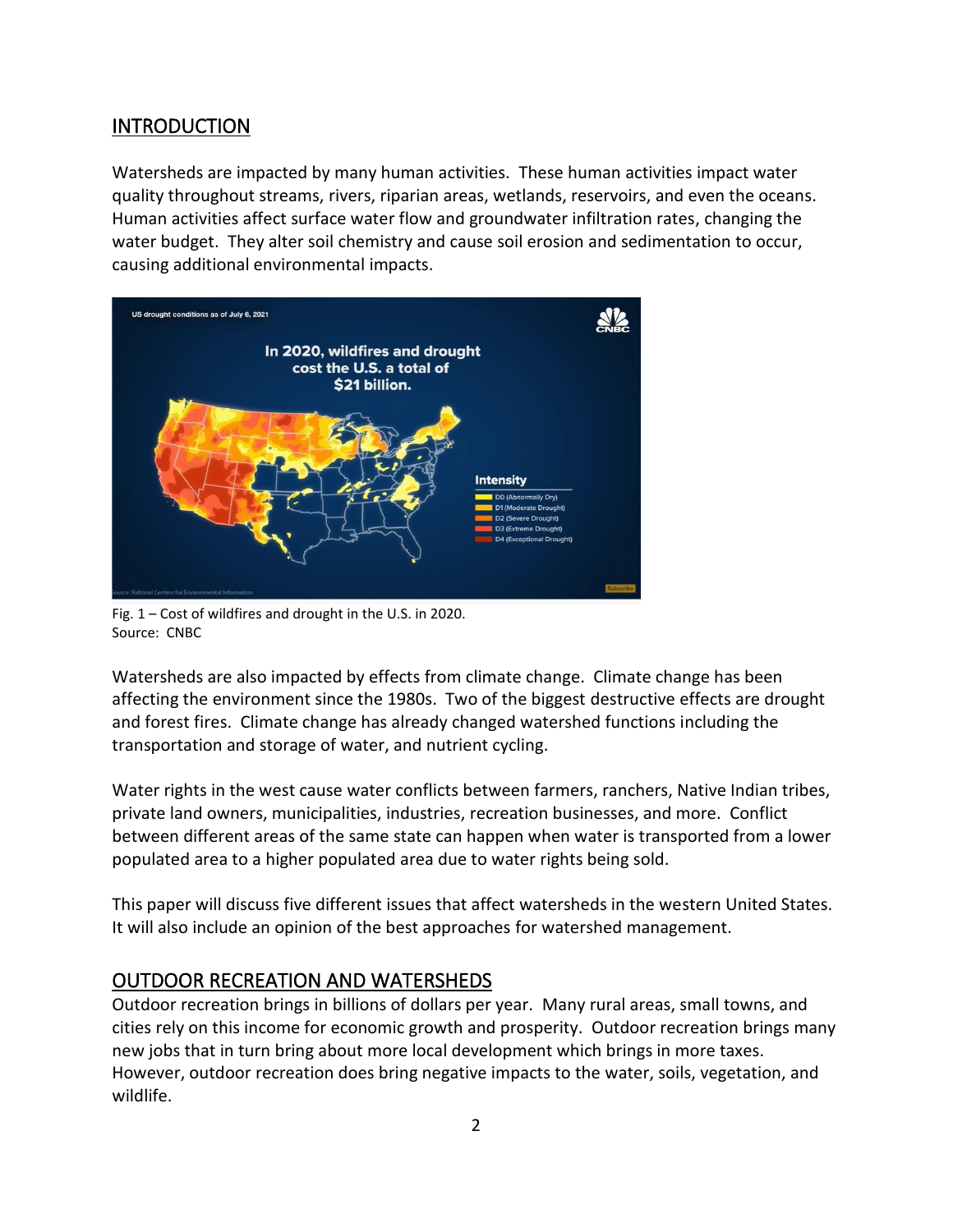## INTRODUCTION

Watersheds are impacted by many human activities. These human activities impact water quality throughout streams, rivers, riparian areas, wetlands, reservoirs, and even the oceans. Human activities affect surface water flow and groundwater infiltration rates, changing the water budget. They alter soil chemistry and cause soil erosion and sedimentation to occur, causing additional environmental impacts.

Fig. 1 – Cost of wildfires and drought in the U.S. in 2020.
Source: CNBC

Watersheds are also impacted by effects from climate change. Climate change has been affecting the environment since the 1980s. Two of the biggest destructive effects are drought and forest fires. Climate change has already changed watershed functions including the transportation and storage of water, and nutrient cycling.

Water rights in the west cause water conflicts between farmers, ranchers, Native Indian tribes, private land owners, municipalities, industries, recreation businesses, and more. Conflict between different areas of the same state can happen when water is transported from a lower populated area to a higher populated area due to water rights being sold.

This paper will discuss five different issues that affect watersheds in the western United States. It will also include an opinion of the best approaches for watershed management.

## OUTDOOR RECREATION AND WATERSHEDS

Outdoor recreation brings in billions of dollars per year. Many rural areas, small towns, and cities rely on this income for economic growth and prosperity. Outdoor recreation brings many new jobs that in turn bring about more local development which brings in more taxes. However, outdoor recreation does bring negative impacts to the water, soils, vegetation, and wildlife.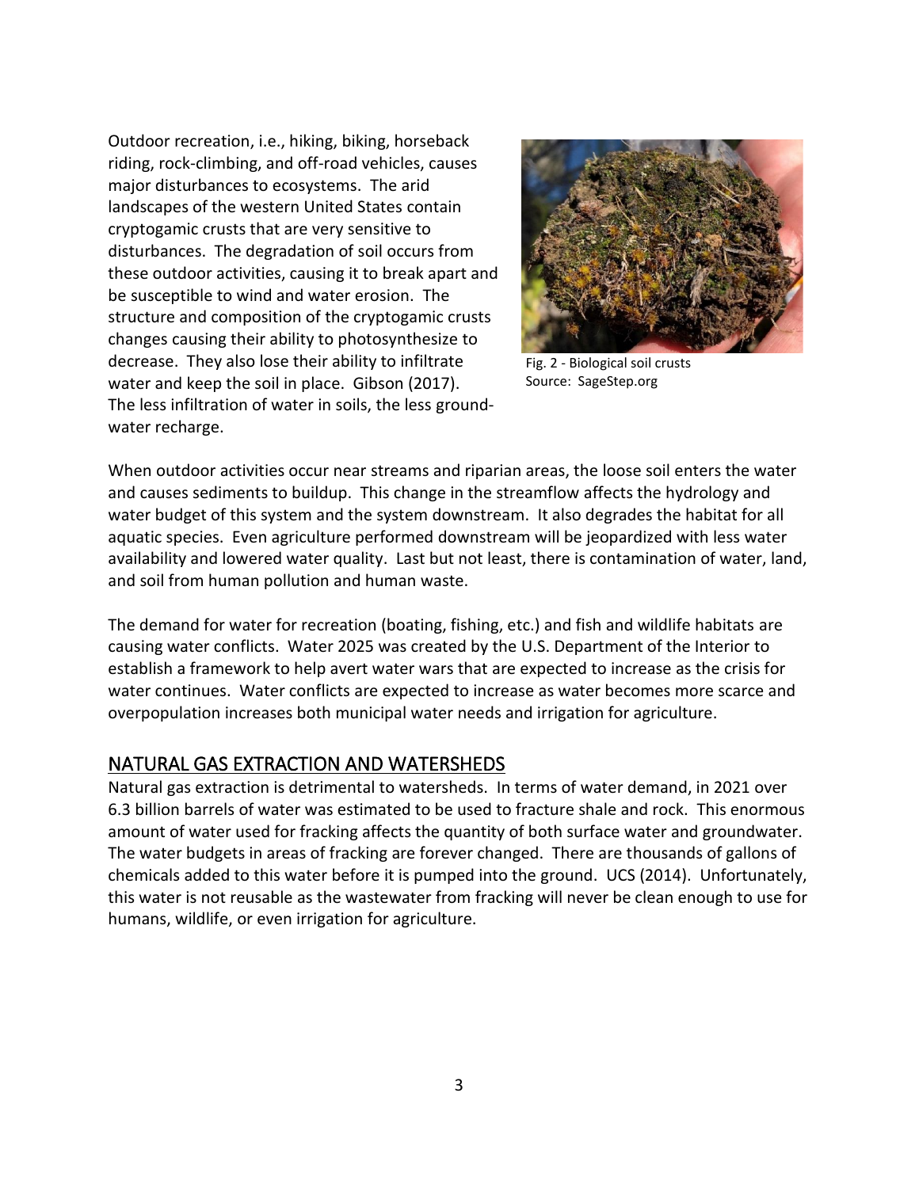Outdoor recreation, i.e., hiking, biking, horseback riding, rock-climbing, and off-road vehicles, causes major disturbances to ecosystems. The arid landscapes of the western United States contain cryptogamic crusts that are very sensitive to disturbances. The degradation of soil occurs from these outdoor activities, causing it to break apart and be susceptible to wind and water erosion. The structure and composition of the cryptogamic crusts changes causing their ability to photosynthesize to decrease. They also lose their ability to infiltrate water and keep the soil in place. Gibson (2017). The less infiltration of water in soils, the less groundwater recharge.

Fig. 2 - Biological soil crusts
Source: SageStep.org

When outdoor activities occur near streams and riparian areas, the loose soil enters the water and causes sediments to buildup. This change in the streamflow affects the hydrology and water budget of this system and the system downstream. It also degrades the habitat for all aquatic species. Even agriculture performed downstream will be jeopardized with less water availability and lowered water quality. Last but not least, there is contamination of water, land, and soil from human pollution and human waste.

The demand for water for recreation (boating, fishing, etc.) and fish and wildlife habitats are causing water conflicts. Water 2025 was created by the U.S. Department of the Interior to establish a framework to help avert water wars that are expected to increase as the crisis for water continues. Water conflicts are expected to increase as water becomes more scarce and overpopulation increases both municipal water needs and irrigation for agriculture.

## NATURAL GAS EXTRACTION AND WATERSHEDS

Natural gas extraction is detrimental to watersheds. In terms of water demand, in 2021 over 6.3 billion barrels of water was estimated to be used to fracture shale and rock. This enormous amount of water used for fracking affects the quantity of both surface water and groundwater. The water budgets in areas of fracking are forever changed. There are thousands of gallons of chemicals added to this water before it is pumped into the ground. UCS (2014). Unfortunately, this water is not reusable as the wastewater from fracking will never be clean enough to use for humans, wildlife, or even irrigation for agriculture.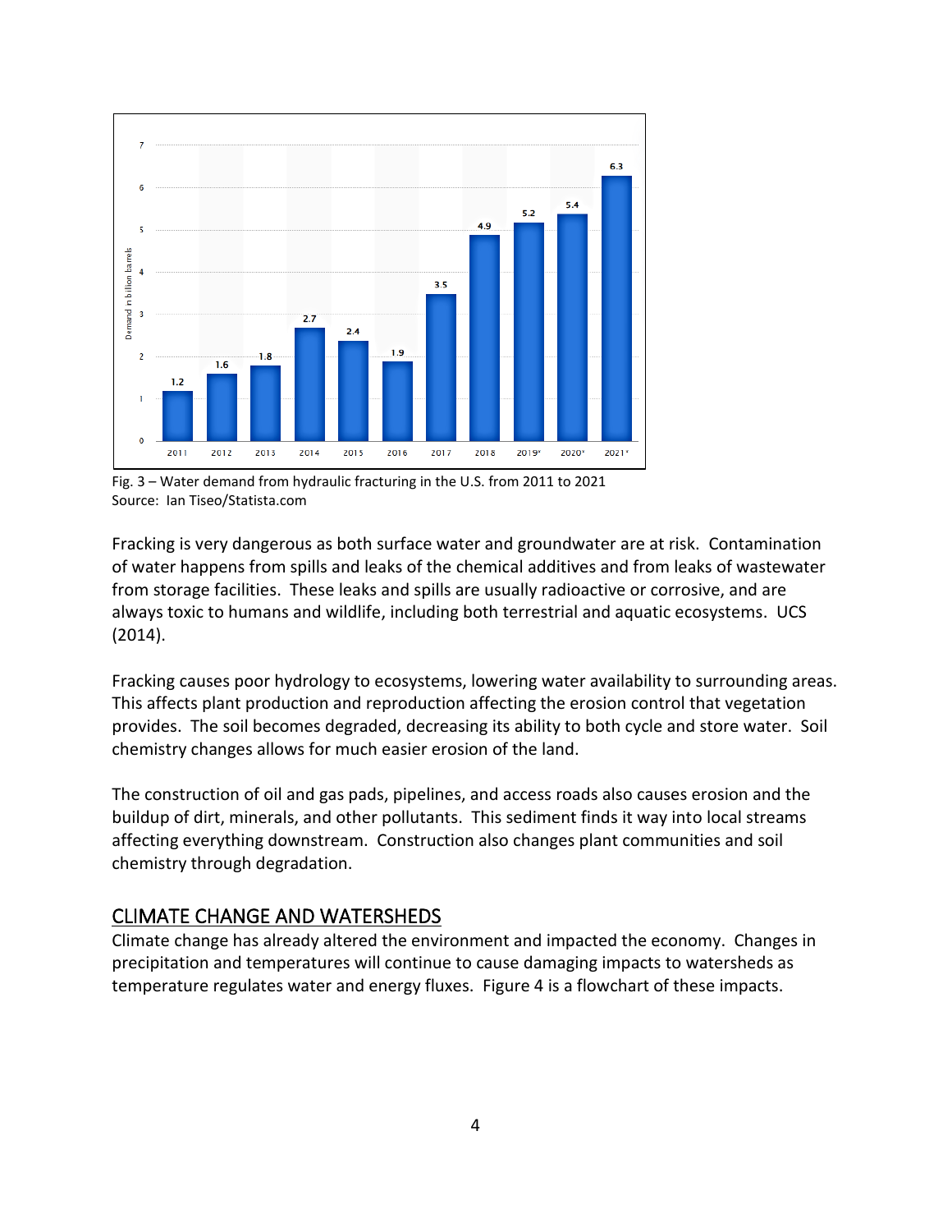Fig. 3 – Water demand from hydraulic fracturing in the U.S. from 2011 to 2021
Source: Ian Tiseo/Statista.com

Fracking is very dangerous as both surface water and groundwater are at risk. Contamination of water happens from spills and leaks of the chemical additives and from leaks of wastewater from storage facilities. These leaks and spills are usually radioactive or corrosive, and are always toxic to humans and wildlife, including both terrestrial and aquatic ecosystems. UCS (2014).

Fracking causes poor hydrology to ecosystems, lowering water availability to surrounding areas. This affects plant production and reproduction affecting the erosion control that vegetation provides. The soil becomes degraded, decreasing its ability to both cycle and store water. Soil chemistry changes allows for much easier erosion of the land.

The construction of oil and gas pads, pipelines, and access roads also causes erosion and the buildup of dirt, minerals, and other pollutants. This sediment finds it way into local streams affecting everything downstream. Construction also changes plant communities and soil chemistry through degradation.

## CLIMATE CHANGE AND WATERSHEDS

Climate change has already altered the environment and impacted the economy. Changes in precipitation and temperatures will continue to cause damaging impacts to watersheds as temperature regulates water and energy fluxes. Figure 4 is a flowchart of these impacts.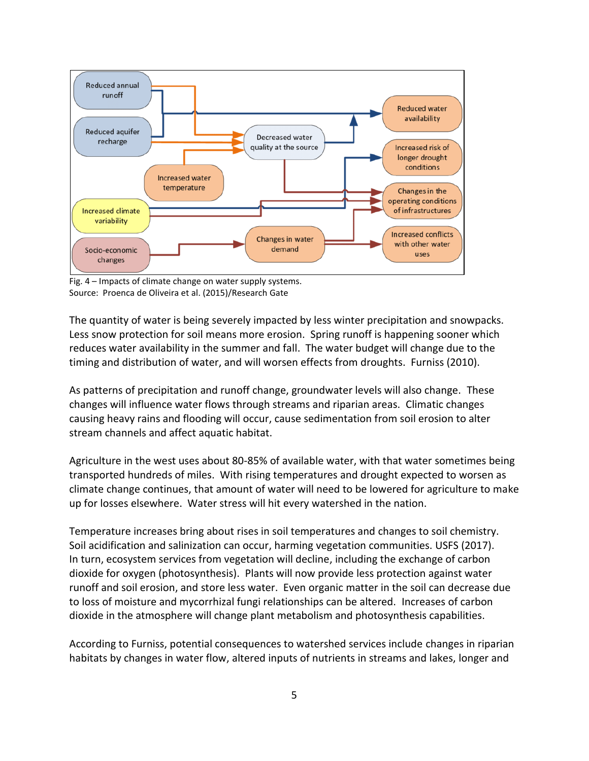Fig. 4 – Impacts of climate change on water supply systems.
Source: Proenca de Oliveira et al. (2015)/Research Gate

The quantity of water is being severely impacted by less winter precipitation and snowpacks. Less snow protection for soil means more erosion. Spring runoff is happening sooner which reduces water availability in the summer and fall. The water budget will change due to the timing and distribution of water, and will worsen effects from droughts. Furniss (2010).

As patterns of precipitation and runoff change, groundwater levels will also change. These changes will influence water flows through streams and riparian areas. Climatic changes causing heavy rains and flooding will occur, cause sedimentation from soil erosion to alter stream channels and affect aquatic habitat.

Agriculture in the west uses about 80-85% of available water, with that water sometimes being transported hundreds of miles. With rising temperatures and drought expected to worsen as climate change continues, that amount of water will need to be lowered for agriculture to make up for losses elsewhere. Water stress will hit every watershed in the nation.

Temperature increases bring about rises in soil temperatures and changes to soil chemistry. Soil acidification and salinization can occur, harming vegetation communities. USFS (2017). In turn, ecosystem services from vegetation will decline, including the exchange of carbon dioxide for oxygen (photosynthesis). Plants will now provide less protection against water runoff and soil erosion, and store less water. Even organic matter in the soil can decrease due to loss of moisture and mycorrhizal fungi relationships can be altered. Increases of carbon dioxide in the atmosphere will change plant metabolism and photosynthesis capabilities.

According to Furniss, potential consequences to watershed services include changes in riparian habitats by changes in water flow, altered inputs of nutrients in streams and lakes, longer and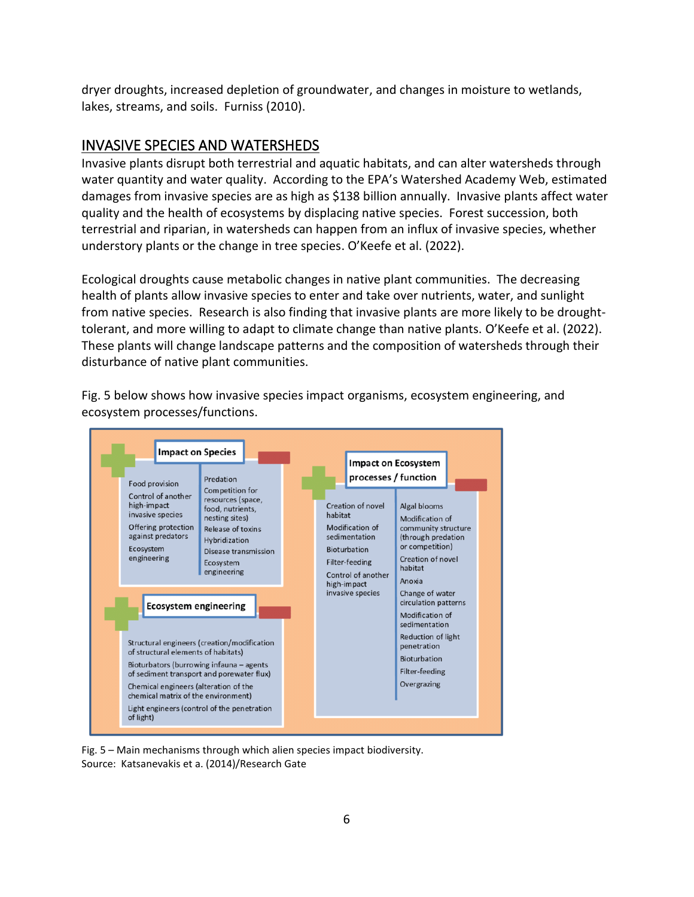dryer droughts, increased depletion of groundwater, and changes in moisture to wetlands, lakes, streams, and soils. Furniss (2010).

## INVASIVE SPECIES AND WATERSHEDS

Invasive plants disrupt both terrestrial and aquatic habitats, and can alter watersheds through water quantity and water quality. According to the EPA's Watershed Academy Web, estimated damages from invasive species are as high as $138 billion annually. Invasive plants affect water quality and the health of ecosystems by displacing native species. Forest succession, both terrestrial and riparian, in watersheds can happen from an influx of invasive species, whether understory plants or the change in tree species. O'Keefe et al. (2022).

Ecological droughts cause metabolic changes in native plant communities. The decreasing health of plants allow invasive species to enter and take over nutrients, water, and sunlight from native species. Research is also finding that invasive plants are more likely to be drought-tolerant, and more willing to adapt to climate change than native plants. O'Keefe et al. (2022). These plants will change landscape patterns and the composition of watersheds through their disturbance of native plant communities.

Fig. 5 below shows how invasive species impact organisms, ecosystem engineering, and ecosystem processes/functions.

**Impact on Species**

| + | − |
|---|---|
| Food provision | Predation |
| Control of another high-impact invasive species | Competition for resources (space, food, nutrients, nesting sites) |
| Offering protection against predators | Release of toxins |
| Ecosystem engineering | Hybridization |
| | Disease transmission |
| | Ecosystem engineering |

**Ecosystem engineering**

- Structural engineers (creation/modification of structural elements of habitats)
- Bioturbators (burrowing infauna – agents of sediment transport and porewater flux)
- Chemical engineers (alteration of the chemical matrix of the environment)
- Light engineers (control of the penetration of light)

**Impact on Ecosystem processes / function**

| + | − |
|---|---|
| Creation of novel habitat | Algal blooms |
| Modification of sedimentation | Modification of community structure (through predation or competition) |
| Bioturbation | Creation of novel habitat |
| Filter-feeding | Anoxia |
| Control of another high-impact invasive species | Change of water circulation patterns |
| | Modification of sedimentation |
| | Reduction of light penetration |
| | Bioturbation |
| | Filter-feeding |
| | Overgrazing |

Fig. 5 – Main mechanisms through which alien species impact biodiversity.
Source: Katsanevakis et a. (2014)/Research Gate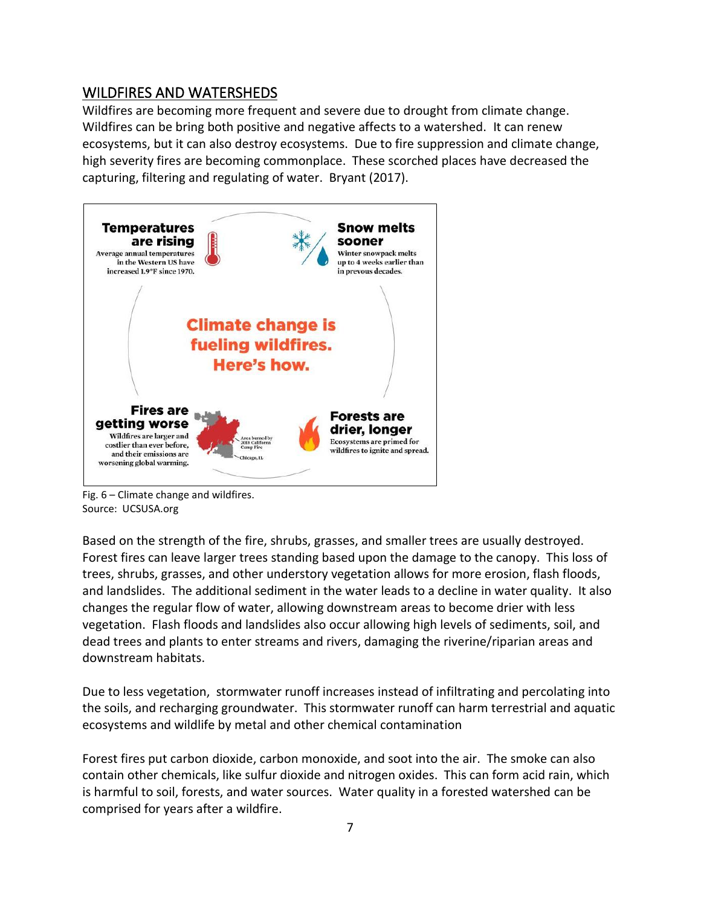## WILDFIRES AND WATERSHEDS

Wildfires are becoming more frequent and severe due to drought from climate change. Wildfires can be bring both positive and negative affects to a watershed. It can renew ecosystems, but it can also destroy ecosystems. Due to fire suppression and climate change, high severity fires are becoming commonplace. These scorched places have decreased the capturing, filtering and regulating of water. Bryant (2017).

Fig. 6 – Climate change and wildfires.
Source: UCSUSA.org

Based on the strength of the fire, shrubs, grasses, and smaller trees are usually destroyed. Forest fires can leave larger trees standing based upon the damage to the canopy. This loss of trees, shrubs, grasses, and other understory vegetation allows for more erosion, flash floods, and landslides. The additional sediment in the water leads to a decline in water quality. It also changes the regular flow of water, allowing downstream areas to become drier with less vegetation. Flash floods and landslides also occur allowing high levels of sediments, soil, and dead trees and plants to enter streams and rivers, damaging the riverine/riparian areas and downstream habitats.

Due to less vegetation, stormwater runoff increases instead of infiltrating and percolating into the soils, and recharging groundwater. This stormwater runoff can harm terrestrial and aquatic ecosystems and wildlife by metal and other chemical contamination

Forest fires put carbon dioxide, carbon monoxide, and soot into the air. The smoke can also contain other chemicals, like sulfur dioxide and nitrogen oxides. This can form acid rain, which is harmful to soil, forests, and water sources. Water quality in a forested watershed can be comprised for years after a wildfire.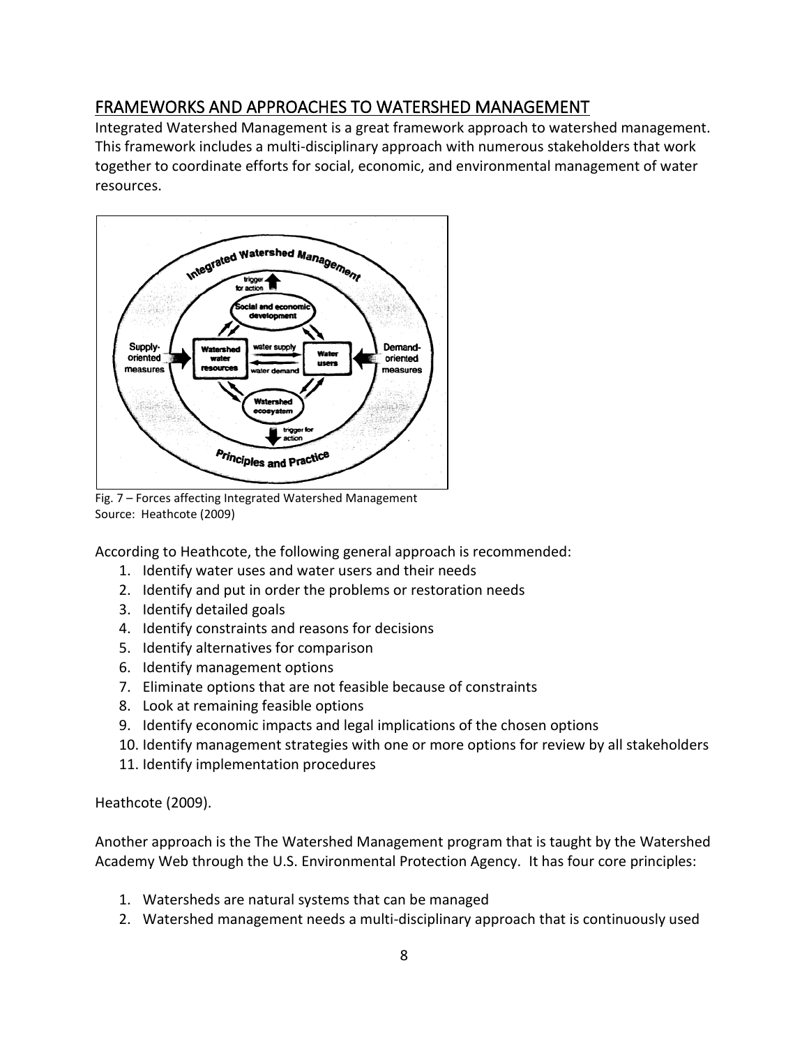## FRAMEWORKS AND APPROACHES TO WATERSHED MANAGEMENT

Integrated Watershed Management is a great framework approach to watershed management. This framework includes a multi-disciplinary approach with numerous stakeholders that work together to coordinate efforts for social, economic, and environmental management of water resources.

Fig. 7 – Forces affecting Integrated Watershed Management
Source: Heathcote (2009)

According to Heathcote, the following general approach is recommended:

1. Identify water uses and water users and their needs
2. Identify and put in order the problems or restoration needs
3. Identify detailed goals
4. Identify constraints and reasons for decisions
5. Identify alternatives for comparison
6. Identify management options
7. Eliminate options that are not feasible because of constraints
8. Look at remaining feasible options
9. Identify economic impacts and legal implications of the chosen options
10. Identify management strategies with one or more options for review by all stakeholders
11. Identify implementation procedures

Heathcote (2009).

Another approach is the The Watershed Management program that is taught by the Watershed Academy Web through the U.S. Environmental Protection Agency. It has four core principles:

1. Watersheds are natural systems that can be managed
2. Watershed management needs a multi-disciplinary approach that is continuously used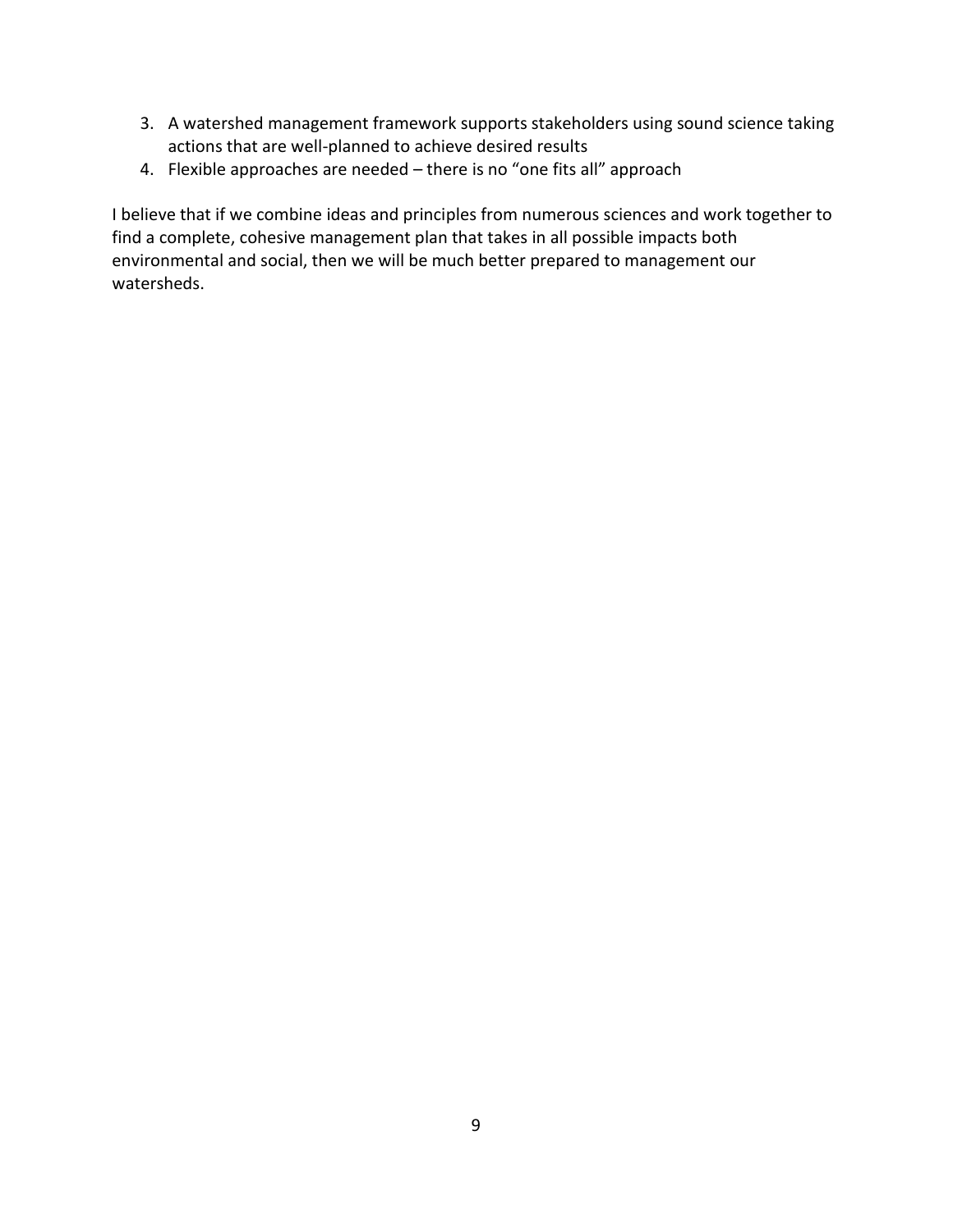3. A watershed management framework supports stakeholders using sound science taking actions that are well-planned to achieve desired results
4. Flexible approaches are needed – there is no "one fits all" approach

I believe that if we combine ideas and principles from numerous sciences and work together to find a complete, cohesive management plan that takes in all possible impacts both environmental and social, then we will be much better prepared to management our watersheds.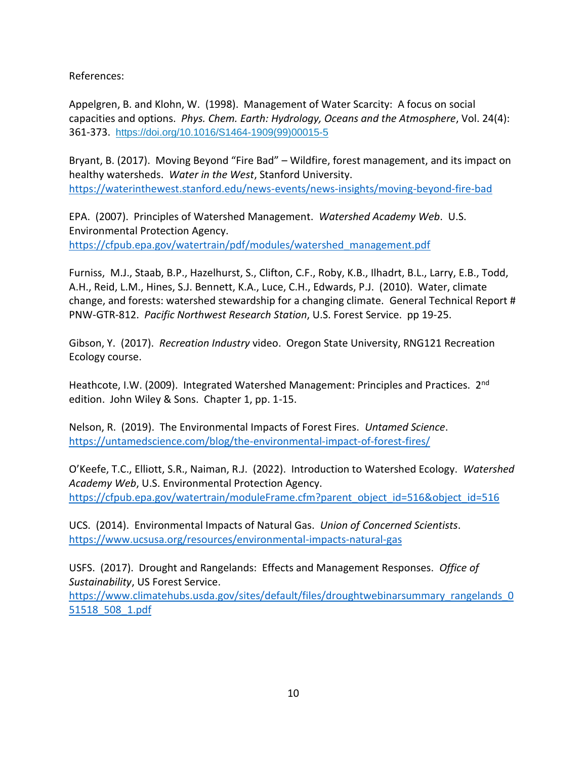References:

Appelgren, B. and Klohn, W. (1998). Management of Water Scarcity: A focus on social capacities and options. *Phys. Chem. Earth: Hydrology, Oceans and the Atmosphere*, Vol. 24(4): 361-373. https://doi.org/10.1016/S1464-1909(99)00015-5

Bryant, B. (2017). Moving Beyond "Fire Bad" – Wildfire, forest management, and its impact on healthy watersheds. *Water in the West*, Stanford University. https://waterinthewest.stanford.edu/news-events/news-insights/moving-beyond-fire-bad

EPA. (2007). Principles of Watershed Management. *Watershed Academy Web*. U.S. Environmental Protection Agency. https://cfpub.epa.gov/watertrain/pdf/modules/watershed_management.pdf

Furniss, M.J., Staab, B.P., Hazelhurst, S., Clifton, C.F., Roby, K.B., Ilhadrt, B.L., Larry, E.B., Todd, A.H., Reid, L.M., Hines, S.J. Bennett, K.A., Luce, C.H., Edwards, P.J. (2010). Water, climate change, and forests: watershed stewardship for a changing climate. General Technical Report # PNW-GTR-812. *Pacific Northwest Research Station*, U.S. Forest Service. pp 19-25.

Gibson, Y. (2017). *Recreation Industry* video. Oregon State University, RNG121 Recreation Ecology course.

Heathcote, I.W. (2009). Integrated Watershed Management: Principles and Practices. 2nd edition. John Wiley & Sons. Chapter 1, pp. 1-15.

Nelson, R. (2019). The Environmental Impacts of Forest Fires. *Untamed Science*. https://untamedscience.com/blog/the-environmental-impact-of-forest-fires/

O'Keefe, T.C., Elliott, S.R., Naiman, R.J. (2022). Introduction to Watershed Ecology. *Watershed Academy Web*, U.S. Environmental Protection Agency. https://cfpub.epa.gov/watertrain/moduleFrame.cfm?parent_object_id=516&object_id=516

UCS. (2014). Environmental Impacts of Natural Gas. *Union of Concerned Scientists*. https://www.ucsusa.org/resources/environmental-impacts-natural-gas

USFS. (2017). Drought and Rangelands: Effects and Management Responses. *Office of Sustainability*, US Forest Service. https://www.climatehubs.usda.gov/sites/default/files/droughtwebinarsummary_rangelands_051518_508_1.pdf